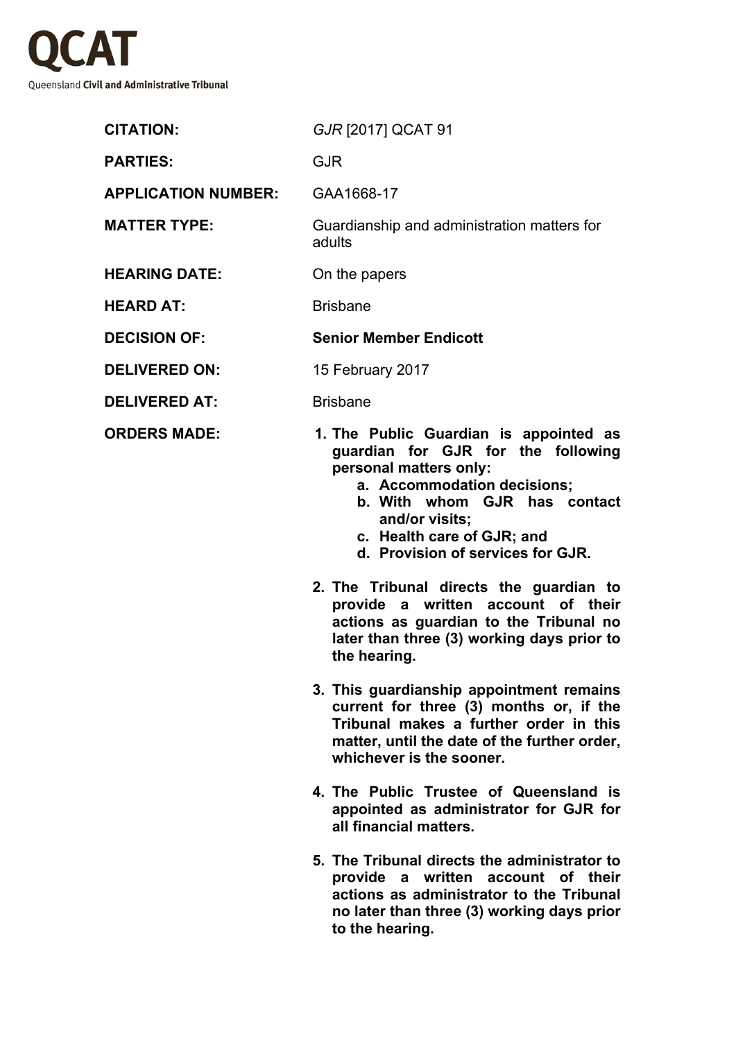**QCAT**

Queensland **Civil and Administrative Tribunal**

| | |
|---|---|
| **CITATION:** | *GJR* [2017] QCAT 91 |
| **PARTIES:** | GJR |
| **APPLICATION NUMBER:** | GAA1668-17 |
| **MATTER TYPE:** | Guardianship and administration matters for adults |
| **HEARING DATE:** | On the papers |
| **HEARD AT:** | Brisbane |
| **DECISION OF:** | **Senior Member Endicott** |
| **DELIVERED ON:** | 15 February 2017 |
| **DELIVERED AT:** | Brisbane |

**ORDERS MADE:**

1. **The Public Guardian is appointed as guardian for GJR for the following personal matters only:**
   a. **Accommodation decisions;**
   b. **With whom GJR has contact and/or visits;**
   c. **Health care of GJR; and**
   d. **Provision of services for GJR.**

2. **The Tribunal directs the guardian to provide a written account of their actions as guardian to the Tribunal no later than three (3) working days prior to the hearing.**

3. **This guardianship appointment remains current for three (3) months or, if the Tribunal makes a further order in this matter, until the date of the further order, whichever is the sooner.**

4. **The Public Trustee of Queensland is appointed as administrator for GJR for all financial matters.**

5. **The Tribunal directs the administrator to provide a written account of their actions as administrator to the Tribunal no later than three (3) working days prior to the hearing.**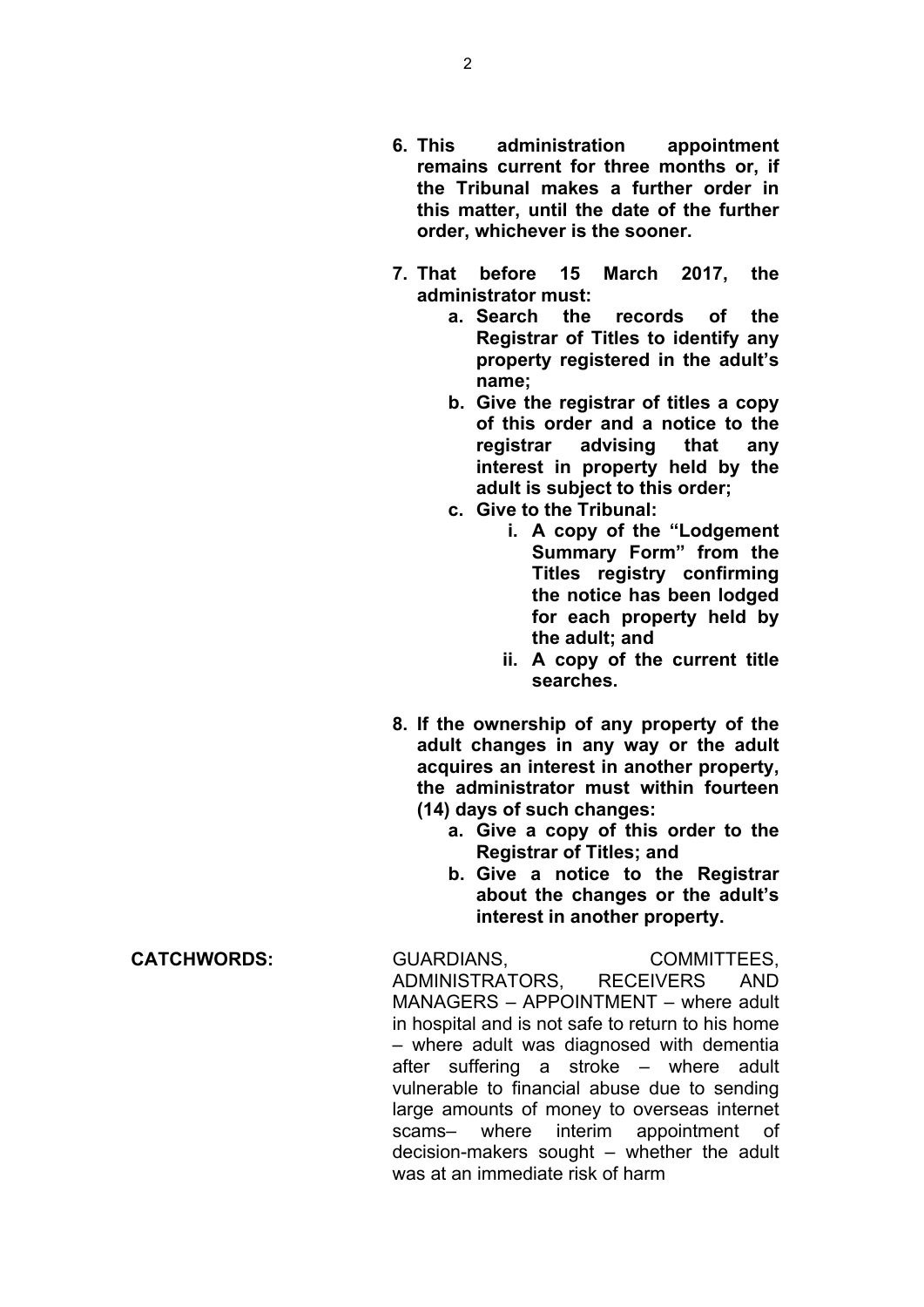**6. This administration appointment remains current for three months or, if the Tribunal makes a further order in this matter, until the date of the further order, whichever is the sooner.**

**7. That before 15 March 2017, the administrator must:**

   **a. Search the records of the Registrar of Titles to identify any property registered in the adult's name;**

   **b. Give the registrar of titles a copy of this order and a notice to the registrar advising that any interest in property held by the adult is subject to this order;**

   **c. Give to the Tribunal:**

      **i. A copy of the "Lodgement Summary Form" from the Titles registry confirming the notice has been lodged for each property held by the adult; and**

      **ii. A copy of the current title searches.**

**8. If the ownership of any property of the adult changes in any way or the adult acquires an interest in another property, the administrator must within fourteen (14) days of such changes:**

   **a. Give a copy of this order to the Registrar of Titles; and**

   **b. Give a notice to the Registrar about the changes or the adult's interest in another property.**

**CATCHWORDS:** GUARDIANS, COMMITTEES, ADMINISTRATORS, RECEIVERS AND MANAGERS – APPOINTMENT – where adult in hospital and is not safe to return to his home – where adult was diagnosed with dementia after suffering a stroke – where adult vulnerable to financial abuse due to sending large amounts of money to overseas internet scams– where interim appointment of decision-makers sought – whether the adult was at an immediate risk of harm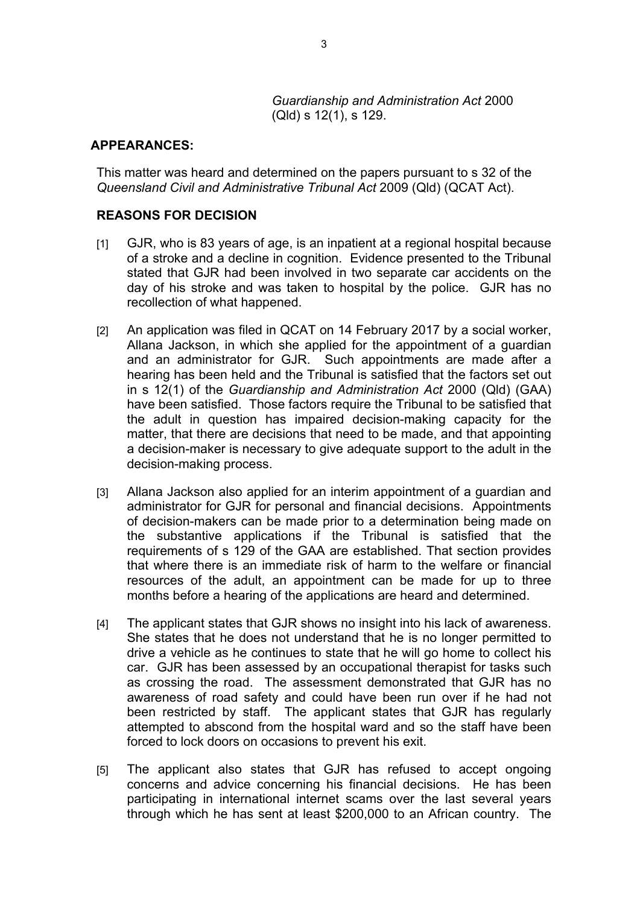*Guardianship and Administration Act* 2000 (Qld) s 12(1), s 129.

**APPEARANCES:**

This matter was heard and determined on the papers pursuant to s 32 of the *Queensland Civil and Administrative Tribunal Act* 2009 (Qld) (QCAT Act).

**REASONS FOR DECISION**

[1] GJR, who is 83 years of age, is an inpatient at a regional hospital because of a stroke and a decline in cognition. Evidence presented to the Tribunal stated that GJR had been involved in two separate car accidents on the day of his stroke and was taken to hospital by the police. GJR has no recollection of what happened.

[2] An application was filed in QCAT on 14 February 2017 by a social worker, Allana Jackson, in which she applied for the appointment of a guardian and an administrator for GJR. Such appointments are made after a hearing has been held and the Tribunal is satisfied that the factors set out in s 12(1) of the *Guardianship and Administration Act* 2000 (Qld) (GAA) have been satisfied. Those factors require the Tribunal to be satisfied that the adult in question has impaired decision-making capacity for the matter, that there are decisions that need to be made, and that appointing a decision-maker is necessary to give adequate support to the adult in the decision-making process.

[3] Allana Jackson also applied for an interim appointment of a guardian and administrator for GJR for personal and financial decisions. Appointments of decision-makers can be made prior to a determination being made on the substantive applications if the Tribunal is satisfied that the requirements of s 129 of the GAA are established. That section provides that where there is an immediate risk of harm to the welfare or financial resources of the adult, an appointment can be made for up to three months before a hearing of the applications are heard and determined.

[4] The applicant states that GJR shows no insight into his lack of awareness. She states that he does not understand that he is no longer permitted to drive a vehicle as he continues to state that he will go home to collect his car. GJR has been assessed by an occupational therapist for tasks such as crossing the road. The assessment demonstrated that GJR has no awareness of road safety and could have been run over if he had not been restricted by staff. The applicant states that GJR has regularly attempted to abscond from the hospital ward and so the staff have been forced to lock doors on occasions to prevent his exit.

[5] The applicant also states that GJR has refused to accept ongoing concerns and advice concerning his financial decisions. He has been participating in international internet scams over the last several years through which he has sent at least $200,000 to an African country. The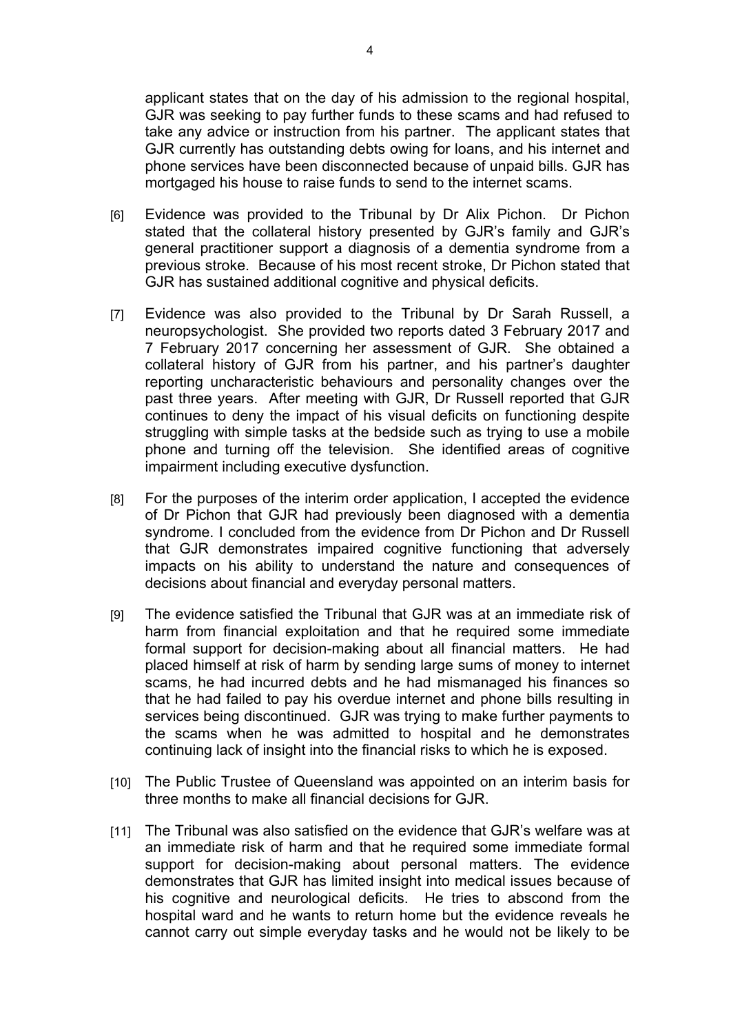applicant states that on the day of his admission to the regional hospital, GJR was seeking to pay further funds to these scams and had refused to take any advice or instruction from his partner. The applicant states that GJR currently has outstanding debts owing for loans, and his internet and phone services have been disconnected because of unpaid bills. GJR has mortgaged his house to raise funds to send to the internet scams.

[6] Evidence was provided to the Tribunal by Dr Alix Pichon. Dr Pichon stated that the collateral history presented by GJR's family and GJR's general practitioner support a diagnosis of a dementia syndrome from a previous stroke. Because of his most recent stroke, Dr Pichon stated that GJR has sustained additional cognitive and physical deficits.

[7] Evidence was also provided to the Tribunal by Dr Sarah Russell, a neuropsychologist. She provided two reports dated 3 February 2017 and 7 February 2017 concerning her assessment of GJR. She obtained a collateral history of GJR from his partner, and his partner's daughter reporting uncharacteristic behaviours and personality changes over the past three years. After meeting with GJR, Dr Russell reported that GJR continues to deny the impact of his visual deficits on functioning despite struggling with simple tasks at the bedside such as trying to use a mobile phone and turning off the television. She identified areas of cognitive impairment including executive dysfunction.

[8] For the purposes of the interim order application, I accepted the evidence of Dr Pichon that GJR had previously been diagnosed with a dementia syndrome. I concluded from the evidence from Dr Pichon and Dr Russell that GJR demonstrates impaired cognitive functioning that adversely impacts on his ability to understand the nature and consequences of decisions about financial and everyday personal matters.

[9] The evidence satisfied the Tribunal that GJR was at an immediate risk of harm from financial exploitation and that he required some immediate formal support for decision-making about all financial matters. He had placed himself at risk of harm by sending large sums of money to internet scams, he had incurred debts and he had mismanaged his finances so that he had failed to pay his overdue internet and phone bills resulting in services being discontinued. GJR was trying to make further payments to the scams when he was admitted to hospital and he demonstrates continuing lack of insight into the financial risks to which he is exposed.

[10] The Public Trustee of Queensland was appointed on an interim basis for three months to make all financial decisions for GJR.

[11] The Tribunal was also satisfied on the evidence that GJR's welfare was at an immediate risk of harm and that he required some immediate formal support for decision-making about personal matters. The evidence demonstrates that GJR has limited insight into medical issues because of his cognitive and neurological deficits. He tries to abscond from the hospital ward and he wants to return home but the evidence reveals he cannot carry out simple everyday tasks and he would not be likely to be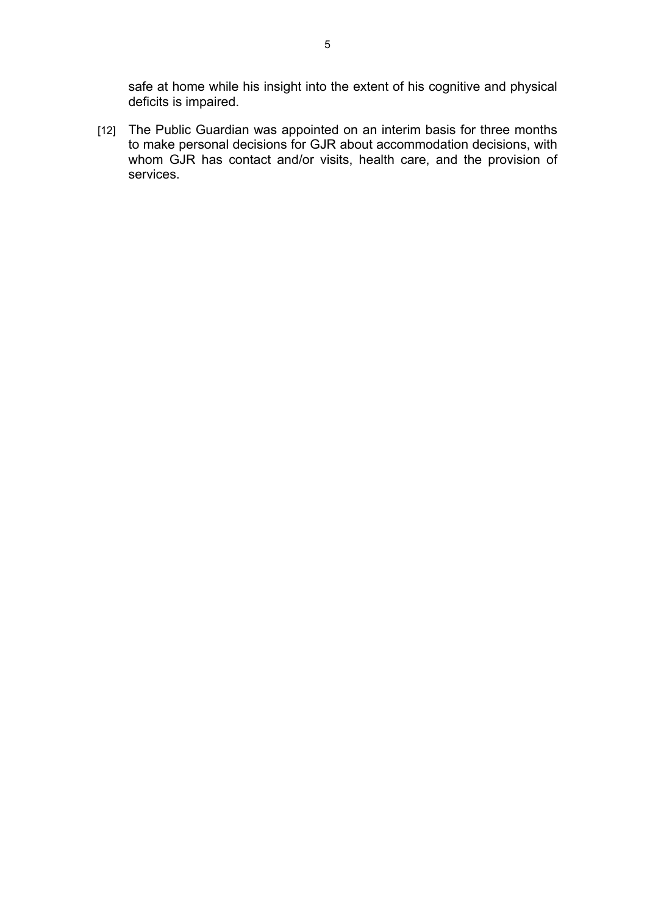safe at home while his insight into the extent of his cognitive and physical deficits is impaired.

[12] The Public Guardian was appointed on an interim basis for three months to make personal decisions for GJR about accommodation decisions, with whom GJR has contact and/or visits, health care, and the provision of services.